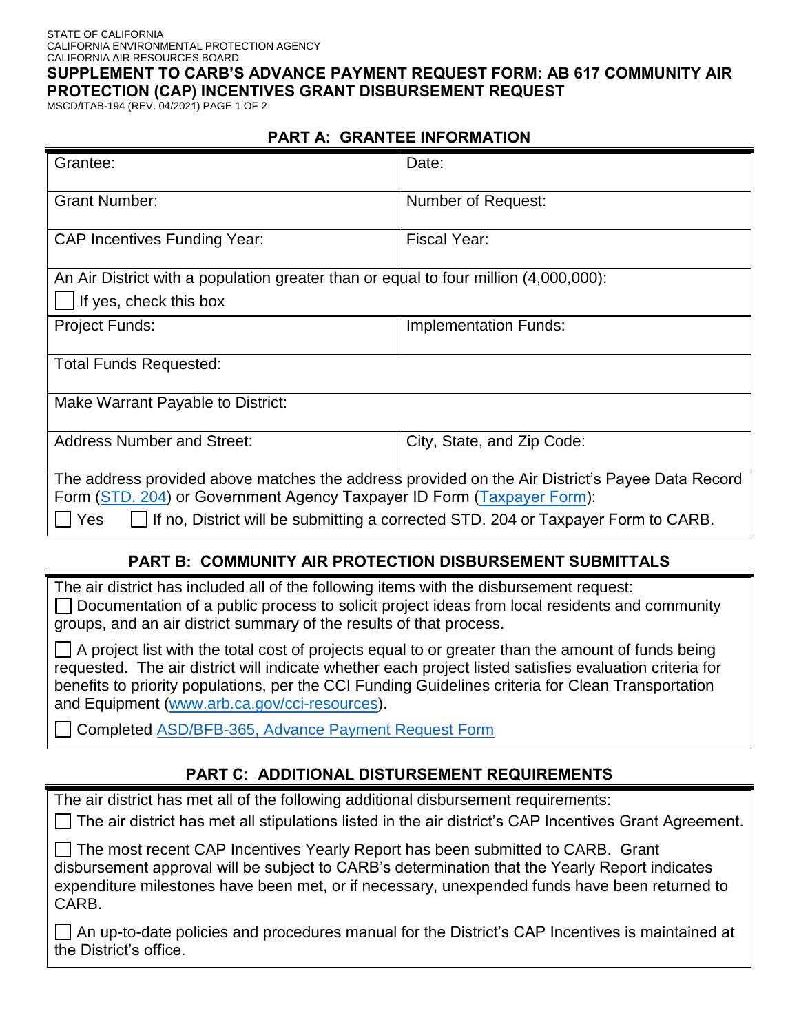STATE OF CALIFORNIA
CALIFORNIA ENVIRONMENTAL PROTECTION AGENCY
CALIFORNIA AIR RESOURCES BOARD

# SUPPLEMENT TO CARB'S ADVANCE PAYMENT REQUEST FORM: AB 617 COMMUNITY AIR PROTECTION (CAP) INCENTIVES GRANT DISBURSEMENT REQUEST

MSCD/ITAB-194 (REV. 04/2021)

## PART A: GRANTEE INFORMATION

| | |
|---|---|
| Grantee: | Date: |
| Grant Number: | Number of Request: |
| CAP Incentives Funding Year: | Fiscal Year: |
| An Air District with a population greater than or equal to four million (4,000,000): ☐ If yes, check this box | |
| Project Funds: | Implementation Funds: |
| Total Funds Requested: | |
| Make Warrant Payable to District: | |
| Address Number and Street: | City, State, and Zip Code: |
| The address provided above matches the address provided on the Air District's Payee Data Record Form (STD. 204) or Government Agency Taxpayer ID Form (Taxpayer Form): ☐ Yes ☐ If no, District will be submitting a corrected STD. 204 or Taxpayer Form to CARB. | |

## PART B: COMMUNITY AIR PROTECTION DISBURSEMENT SUBMITTALS

The air district has included all of the following items with the disbursement request:

☐ Documentation of a public process to solicit project ideas from local residents and community groups, and an air district summary of the results of that process.

☐ A project list with the total cost of projects equal to or greater than the amount of funds being requested. The air district will indicate whether each project listed satisfies evaluation criteria for benefits to priority populations, per the CCI Funding Guidelines criteria for Clean Transportation and Equipment (www.arb.ca.gov/cci-resources).

☐ Completed ASD/BFB-365, Advance Payment Request Form

## PART C: ADDITIONAL DISTURSEMENT REQUIREMENTS

The air district has met all of the following additional disbursement requirements:

☐ The air district has met all stipulations listed in the air district's CAP Incentives Grant Agreement.

☐ The most recent CAP Incentives Yearly Report has been submitted to CARB. Grant disbursement approval will be subject to CARB's determination that the Yearly Report indicates expenditure milestones have been met, or if necessary, unexpended funds have been returned to CARB.

☐ An up-to-date policies and procedures manual for the District's CAP Incentives is maintained at the District's office.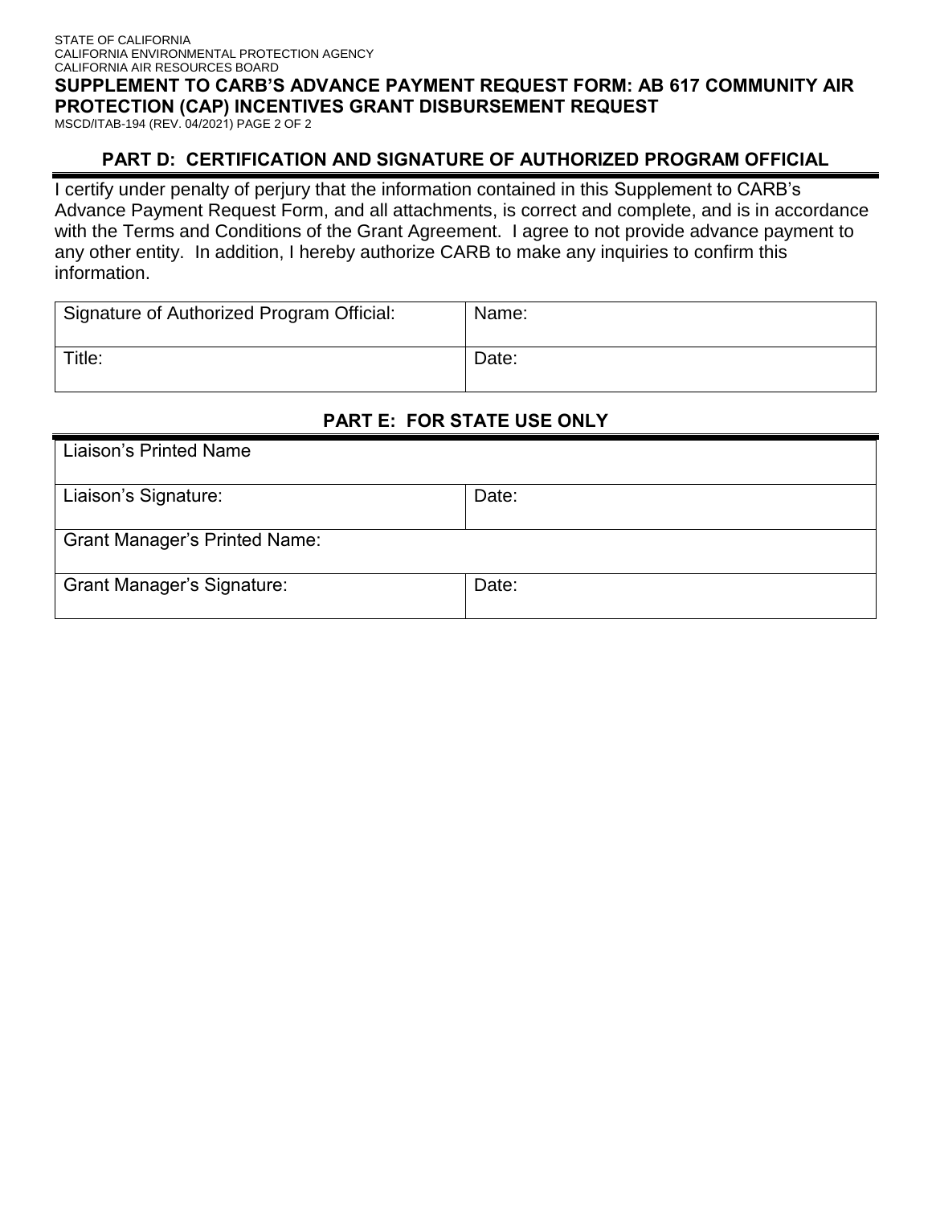STATE OF CALIFORNIA
CALIFORNIA ENVIRONMENTAL PROTECTION AGENCY
CALIFORNIA AIR RESOURCES BOARD

**SUPPLEMENT TO CARB'S ADVANCE PAYMENT REQUEST FORM: AB 617 COMMUNITY AIR PROTECTION (CAP) INCENTIVES GRANT DISBURSEMENT REQUEST**

MSCD/ITAB-194 (REV. 04/2021)

## PART D: CERTIFICATION AND SIGNATURE OF AUTHORIZED PROGRAM OFFICIAL

I certify under penalty of perjury that the information contained in this Supplement to CARB's Advance Payment Request Form, and all attachments, is correct and complete, and is in accordance with the Terms and Conditions of the Grant Agreement. I agree to not provide advance payment to any other entity. In addition, I hereby authorize CARB to make any inquiries to confirm this information.

| | |
|---|---|
| Signature of Authorized Program Official: | Name: |
| Title: | Date: |

## PART E: FOR STATE USE ONLY

| | |
|---|---|
| Liaison's Printed Name | |
| Liaison's Signature: | Date: |
| Grant Manager's Printed Name: | |
| Grant Manager's Signature: | Date: |